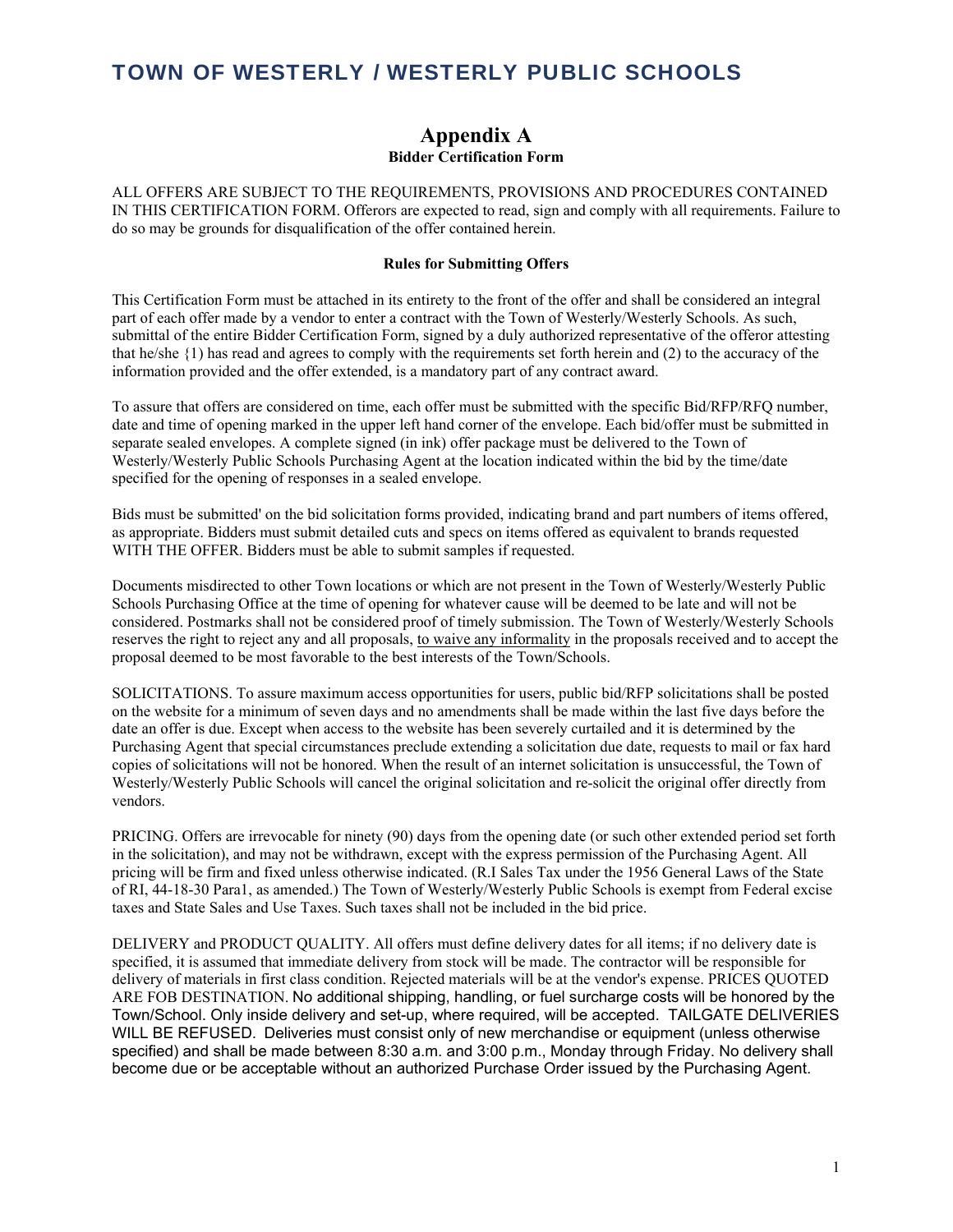# TOWN OF WESTERLY / WESTERLY PUBLIC SCHOOLS

## Appendix A

### Bidder Certification Form

ALL OFFERS ARE SUBJECT TO THE REQUIREMENTS, PROVISIONS AND PROCEDURES CONTAINED IN THIS CERTIFICATION FORM. Offerors are expected to read, sign and comply with all requirements. Failure to do so may be grounds for disqualification of the offer contained herein.

**Rules for Submitting Offers**

This Certification Form must be attached in its entirety to the front of the offer and shall be considered an integral part of each offer made by a vendor to enter a contract with the Town of Westerly/Westerly Schools. As such, submittal of the entire Bidder Certification Form, signed by a duly authorized representative of the offeror attesting that he/she {1) has read and agrees to comply with the requirements set forth herein and (2) to the accuracy of the information provided and the offer extended, is a mandatory part of any contract award.

To assure that offers are considered on time, each offer must be submitted with the specific Bid/RFP/RFQ number, date and time of opening marked in the upper left hand corner of the envelope. Each bid/offer must be submitted in separate sealed envelopes. A complete signed (in ink) offer package must be delivered to the Town of Westerly/Westerly Public Schools Purchasing Agent at the location indicated within the bid by the time/date specified for the opening of responses in a sealed envelope.

Bids must be submitted' on the bid solicitation forms provided, indicating brand and part numbers of items offered, as appropriate. Bidders must submit detailed cuts and specs on items offered as equivalent to brands requested WITH THE OFFER. Bidders must be able to submit samples if requested.

Documents misdirected to other Town locations or which are not present in the Town of Westerly/Westerly Public Schools Purchasing Office at the time of opening for whatever cause will be deemed to be late and will not be considered. Postmarks shall not be considered proof of timely submission. The Town of Westerly/Westerly Schools reserves the right to reject any and all proposals, <u>to waive any informality</u> in the proposals received and to accept the proposal deemed to be most favorable to the best interests of the Town/Schools.

SOLICITATIONS. To assure maximum access opportunities for users, public bid/RFP solicitations shall be posted on the website for a minimum of seven days and no amendments shall be made within the last five days before the date an offer is due. Except when access to the website has been severely curtailed and it is determined by the Purchasing Agent that special circumstances preclude extending a solicitation due date, requests to mail or fax hard copies of solicitations will not be honored. When the result of an internet solicitation is unsuccessful, the Town of Westerly/Westerly Public Schools will cancel the original solicitation and re-solicit the original offer directly from vendors.

PRICING. Offers are irrevocable for ninety (90) days from the opening date (or such other extended period set forth in the solicitation), and may not be withdrawn, except with the express permission of the Purchasing Agent. All pricing will be firm and fixed unless otherwise indicated. (R.I Sales Tax under the 1956 General Laws of the State of RI, 44-18-30 Para1, as amended.) The Town of Westerly/Westerly Public Schools is exempt from Federal excise taxes and State Sales and Use Taxes. Such taxes shall not be included in the bid price.

DELIVERY and PRODUCT QUALITY. All offers must define delivery dates for all items; if no delivery date is specified, it is assumed that immediate delivery from stock will be made. The contractor will be responsible for delivery of materials in first class condition. Rejected materials will be at the vendor's expense. PRICES QUOTED ARE FOB DESTINATION. No additional shipping, handling, or fuel surcharge costs will be honored by the Town/School. Only inside delivery and set-up, where required, will be accepted. TAILGATE DELIVERIES WILL BE REFUSED. Deliveries must consist only of new merchandise or equipment (unless otherwise specified) and shall be made between 8:30 a.m. and 3:00 p.m., Monday through Friday. No delivery shall become due or be acceptable without an authorized Purchase Order issued by the Purchasing Agent.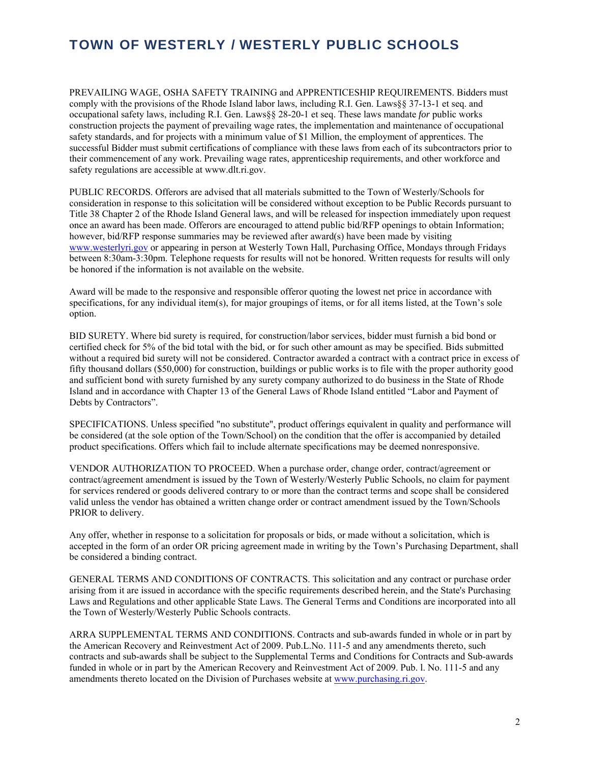PREVAILING WAGE, OSHA SAFETY TRAINING and APPRENTICESHIP REQUIREMENTS. Bidders must comply with the provisions of the Rhode Island labor laws, including R.I. Gen. Laws§§ 37-13-1 et seq. and occupational safety laws, including R.I. Gen. Laws§§ 28-20-1 et seq. These laws mandate *for* public works construction projects the payment of prevailing wage rates, the implementation and maintenance of occupational safety standards, and for projects with a minimum value of $1 Million, the employment of apprentices. The successful Bidder must submit certifications of compliance with these laws from each of its subcontractors prior to their commencement of any work. Prevailing wage rates, apprenticeship requirements, and other workforce and safety regulations are accessible at www.dlt.ri.gov.

PUBLIC RECORDS. Offerors are advised that all materials submitted to the Town of Westerly/Schools for consideration in response to this solicitation will be considered without exception to be Public Records pursuant to Title 38 Chapter 2 of the Rhode Island General laws, and will be released for inspection immediately upon request once an award has been made. Offerors are encouraged to attend public bid/RFP openings to obtain Information; however, bid/RFP response summaries may be reviewed after award(s) have been made by visiting www.westerlyri.gov or appearing in person at Westerly Town Hall, Purchasing Office, Mondays through Fridays between 8:30am-3:30pm. Telephone requests for results will not be honored. Written requests for results will only be honored if the information is not available on the website.

Award will be made to the responsive and responsible offeror quoting the lowest net price in accordance with specifications, for any individual item(s), for major groupings of items, or for all items listed, at the Town's sole option.

BID SURETY. Where bid surety is required, for construction/labor services, bidder must furnish a bid bond or certified check for 5% of the bid total with the bid, or for such other amount as may be specified. Bids submitted without a required bid surety will not be considered. Contractor awarded a contract with a contract price in excess of fifty thousand dollars ($50,000) for construction, buildings or public works is to file with the proper authority good and sufficient bond with surety furnished by any surety company authorized to do business in the State of Rhode Island and in accordance with Chapter 13 of the General Laws of Rhode Island entitled "Labor and Payment of Debts by Contractors".

SPECIFICATIONS. Unless specified "no substitute", product offerings equivalent in quality and performance will be considered (at the sole option of the Town/School) on the condition that the offer is accompanied by detailed product specifications. Offers which fail to include alternate specifications may be deemed nonresponsive.

VENDOR AUTHORIZATION TO PROCEED. When a purchase order, change order, contract/agreement or contract/agreement amendment is issued by the Town of Westerly/Westerly Public Schools, no claim for payment for services rendered or goods delivered contrary to or more than the contract terms and scope shall be considered valid unless the vendor has obtained a written change order or contract amendment issued by the Town/Schools PRIOR to delivery.

Any offer, whether in response to a solicitation for proposals or bids, or made without a solicitation, which is accepted in the form of an order OR pricing agreement made in writing by the Town's Purchasing Department, shall be considered a binding contract.

GENERAL TERMS AND CONDITIONS OF CONTRACTS. This solicitation and any contract or purchase order arising from it are issued in accordance with the specific requirements described herein, and the State's Purchasing Laws and Regulations and other applicable State Laws. The General Terms and Conditions are incorporated into all the Town of Westerly/Westerly Public Schools contracts.

ARRA SUPPLEMENTAL TERMS AND CONDITIONS. Contracts and sub-awards funded in whole or in part by the American Recovery and Reinvestment Act of 2009. Pub.L.No. 111-5 and any amendments thereto, such contracts and sub-awards shall be subject to the Supplemental Terms and Conditions for Contracts and Sub-awards funded in whole or in part by the American Recovery and Reinvestment Act of 2009. Pub. l. No. 111-5 and any amendments thereto located on the Division of Purchases website at www.purchasing.ri.gov.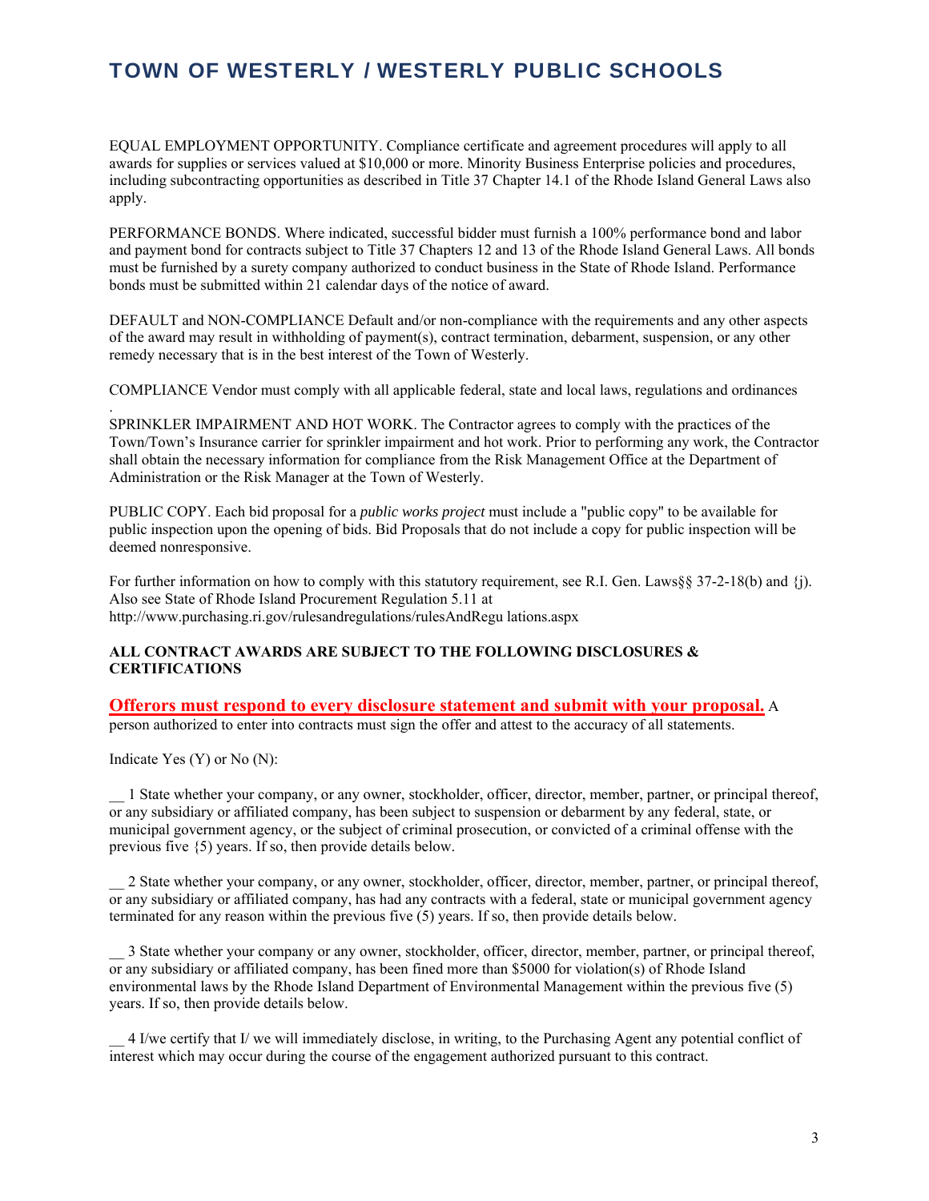# TOWN OF WESTERLY / WESTERLY PUBLIC SCHOOLS

EQUAL EMPLOYMENT OPPORTUNITY. Compliance certificate and agreement procedures will apply to all awards for supplies or services valued at $10,000 or more. Minority Business Enterprise policies and procedures, including subcontracting opportunities as described in Title 37 Chapter 14.1 of the Rhode Island General Laws also apply.

PERFORMANCE BONDS. Where indicated, successful bidder must furnish a 100% performance bond and labor and payment bond for contracts subject to Title 37 Chapters 12 and 13 of the Rhode Island General Laws. All bonds must be furnished by a surety company authorized to conduct business in the State of Rhode Island. Performance bonds must be submitted within 21 calendar days of the notice of award.

DEFAULT and NON-COMPLIANCE Default and/or non-compliance with the requirements and any other aspects of the award may result in withholding of payment(s), contract termination, debarment, suspension, or any other remedy necessary that is in the best interest of the Town of Westerly.

COMPLIANCE Vendor must comply with all applicable federal, state and local laws, regulations and ordinances

.
SPRINKLER IMPAIRMENT AND HOT WORK. The Contractor agrees to comply with the practices of the Town/Town's Insurance carrier for sprinkler impairment and hot work. Prior to performing any work, the Contractor shall obtain the necessary information for compliance from the Risk Management Office at the Department of Administration or the Risk Manager at the Town of Westerly.

PUBLIC COPY. Each bid proposal for a *public works project* must include a "public copy" to be available for public inspection upon the opening of bids. Bid Proposals that do not include a copy for public inspection will be deemed nonresponsive.

For further information on how to comply with this statutory requirement, see R.I. Gen. Laws§§ 37-2-18(b) and {j). Also see State of Rhode Island Procurement Regulation 5.11 at http://www.purchasing.ri.gov/rulesandregulations/rulesAndRegu lations.aspx

**ALL CONTRACT AWARDS ARE SUBJECT TO THE FOLLOWING DISCLOSURES & CERTIFICATIONS**

**Offerors must respond to every disclosure statement and submit with your proposal.** A person authorized to enter into contracts must sign the offer and attest to the accuracy of all statements.

Indicate Yes (Y) or No (N):

__ 1 State whether your company, or any owner, stockholder, officer, director, member, partner, or principal thereof, or any subsidiary or affiliated company, has been subject to suspension or debarment by any federal, state, or municipal government agency, or the subject of criminal prosecution, or convicted of a criminal offense with the previous five {5) years. If so, then provide details below.

__ 2 State whether your company, or any owner, stockholder, officer, director, member, partner, or principal thereof, or any subsidiary or affiliated company, has had any contracts with a federal, state or municipal government agency terminated for any reason within the previous five (5) years. If so, then provide details below.

__ 3 State whether your company or any owner, stockholder, officer, director, member, partner, or principal thereof, or any subsidiary or affiliated company, has been fined more than $5000 for violation(s) of Rhode Island environmental laws by the Rhode Island Department of Environmental Management within the previous five (5) years. If so, then provide details below.

__ 4 I/we certify that I/ we will immediately disclose, in writing, to the Purchasing Agent any potential conflict of interest which may occur during the course of the engagement authorized pursuant to this contract.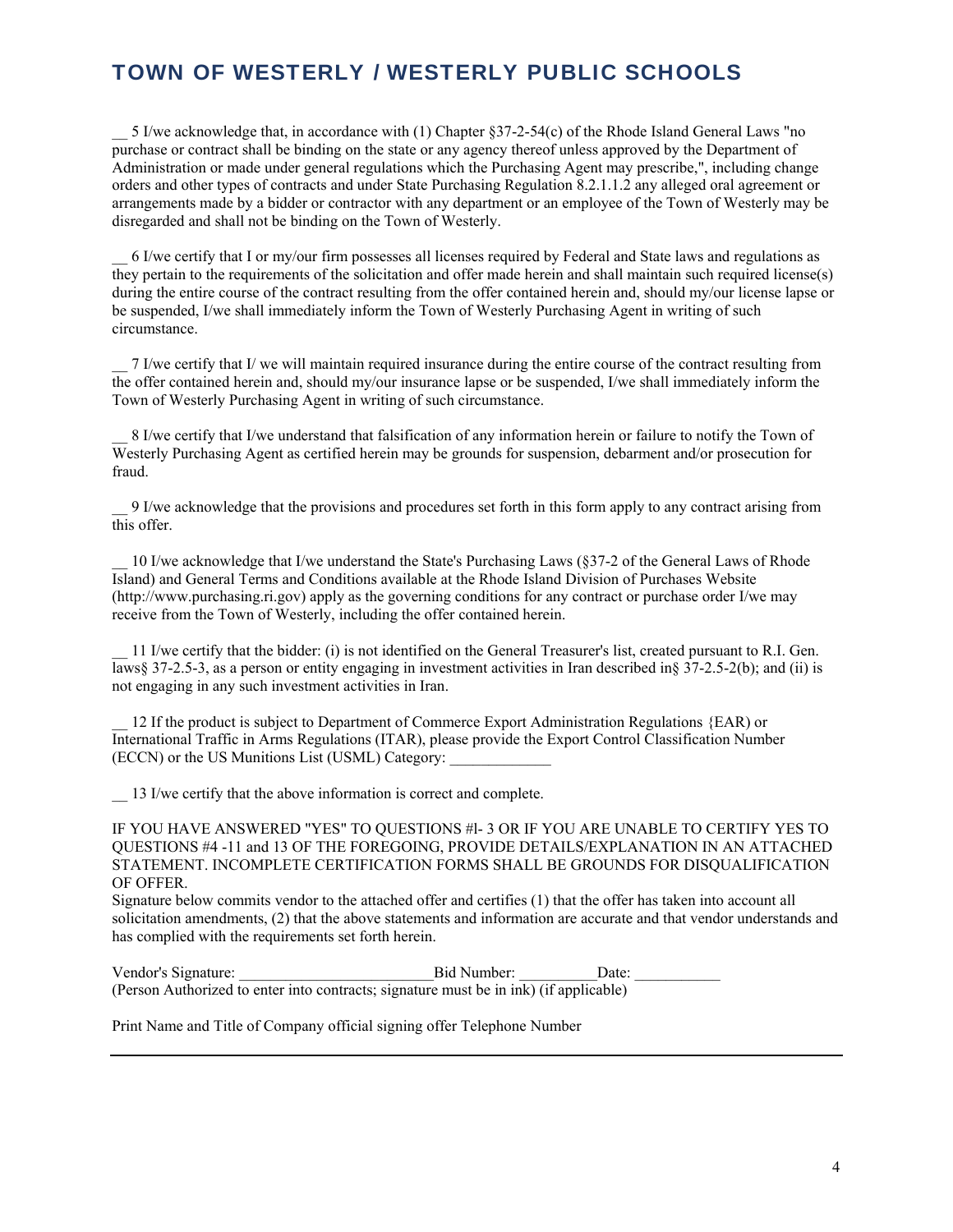__ 5 I/we acknowledge that, in accordance with (1) Chapter §37-2-54(c) of the Rhode Island General Laws "no purchase or contract shall be binding on the state or any agency thereof unless approved by the Department of Administration or made under general regulations which the Purchasing Agent may prescribe,", including change orders and other types of contracts and under State Purchasing Regulation 8.2.1.1.2 any alleged oral agreement or arrangements made by a bidder or contractor with any department or an employee of the Town of Westerly may be disregarded and shall not be binding on the Town of Westerly.

__ 6 I/we certify that I or my/our firm possesses all licenses required by Federal and State laws and regulations as they pertain to the requirements of the solicitation and offer made herein and shall maintain such required license(s) during the entire course of the contract resulting from the offer contained herein and, should my/our license lapse or be suspended, I/we shall immediately inform the Town of Westerly Purchasing Agent in writing of such circumstance.

__ 7 I/we certify that I/ we will maintain required insurance during the entire course of the contract resulting from the offer contained herein and, should my/our insurance lapse or be suspended, I/we shall immediately inform the Town of Westerly Purchasing Agent in writing of such circumstance.

__ 8 I/we certify that I/we understand that falsification of any information herein or failure to notify the Town of Westerly Purchasing Agent as certified herein may be grounds for suspension, debarment and/or prosecution for fraud.

__ 9 I/we acknowledge that the provisions and procedures set forth in this form apply to any contract arising from this offer.

__ 10 I/we acknowledge that I/we understand the State's Purchasing Laws (§37-2 of the General Laws of Rhode Island) and General Terms and Conditions available at the Rhode Island Division of Purchases Website (http://www.purchasing.ri.gov) apply as the governing conditions for any contract or purchase order I/we may receive from the Town of Westerly, including the offer contained herein.

__ 11 I/we certify that the bidder: (i) is not identified on the General Treasurer's list, created pursuant to R.I. Gen. laws§ 37-2.5-3, as a person or entity engaging in investment activities in Iran described in§ 37-2.5-2(b); and (ii) is not engaging in any such investment activities in Iran.

__ 12 If the product is subject to Department of Commerce Export Administration Regulations {EAR) or International Traffic in Arms Regulations (ITAR), please provide the Export Control Classification Number (ECCN) or the US Munitions List (USML) Category: _____________

__ 13 I/we certify that the above information is correct and complete.

IF YOU HAVE ANSWERED "YES" TO QUESTIONS #l- 3 OR IF YOU ARE UNABLE TO CERTIFY YES TO QUESTIONS #4 -11 and 13 OF THE FOREGOING, PROVIDE DETAILS/EXPLANATION IN AN ATTACHED STATEMENT. INCOMPLETE CERTIFICATION FORMS SHALL BE GROUNDS FOR DISQUALIFICATION OF OFFER.

Signature below commits vendor to the attached offer and certifies (1) that the offer has taken into account all solicitation amendments, (2) that the above statements and information are accurate and that vendor understands and has complied with the requirements set forth herein.

Vendor's Signature: ________________________ Bid Number: _________ Date: ___________

(Person Authorized to enter into contracts; signature must be in ink) (if applicable)

Print Name and Title of Company official signing offer Telephone Number